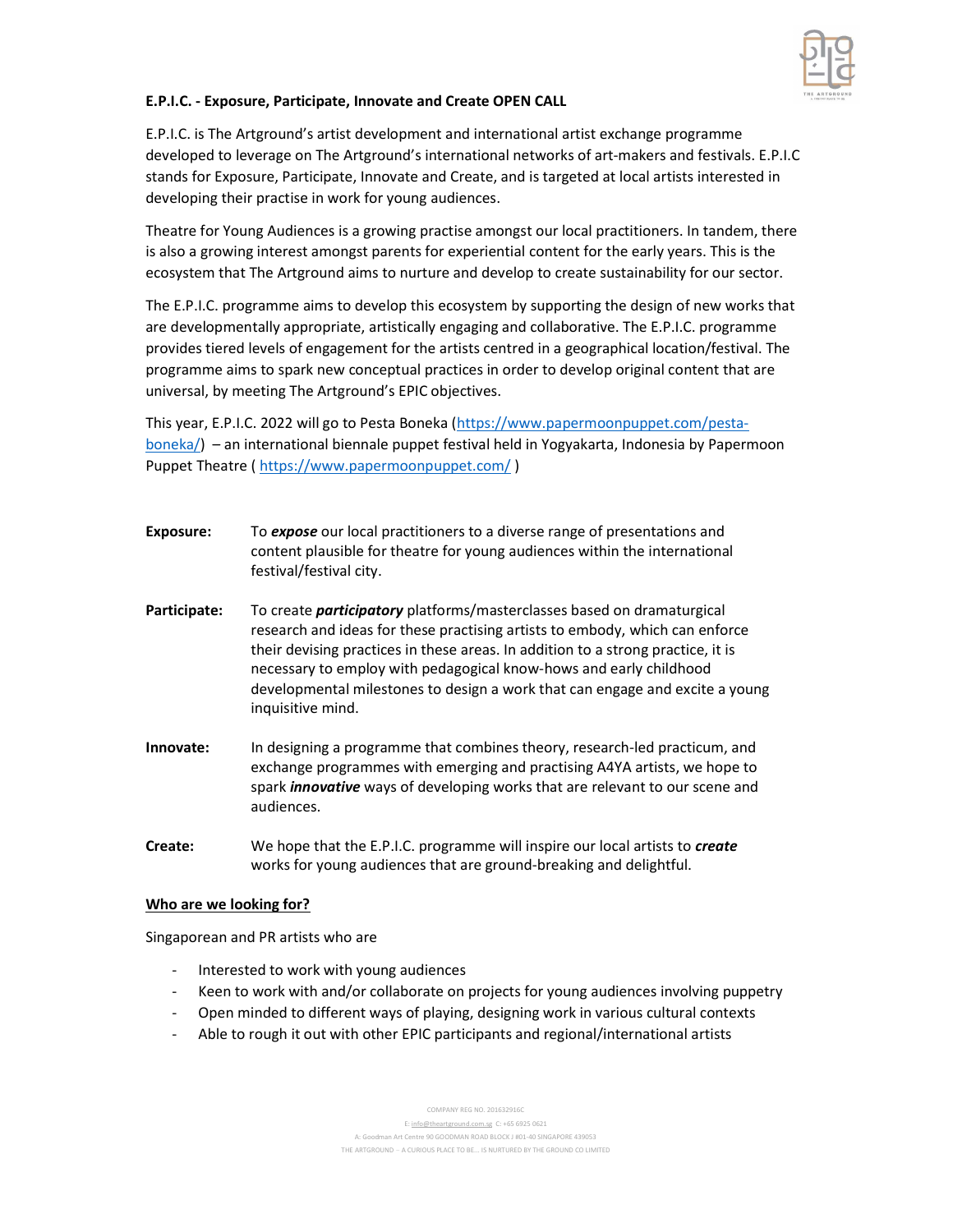**E.P.I.C. - Exposure, Participate, Innovate and Create OPEN CALL**

E.P.I.C. is The Artground's artist development and international artist exchange programme developed to leverage on The Artground's international networks of art-makers and festivals. E.P.I.C stands for Exposure, Participate, Innovate and Create, and is targeted at local artists interested in developing their practise in work for young audiences.

Theatre for Young Audiences is a growing practise amongst our local practitioners. In tandem, there is also a growing interest amongst parents for experiential content for the early years. This is the ecosystem that The Artground aims to nurture and develop to create sustainability for our sector.

The E.P.I.C. programme aims to develop this ecosystem by supporting the design of new works that are developmentally appropriate, artistically engaging and collaborative. The E.P.I.C. programme provides tiered levels of engagement for the artists centred in a geographical location/festival. The programme aims to spark new conceptual practices in order to develop original content that are universal, by meeting The Artground's EPIC objectives.

This year, E.P.I.C. 2022 will go to Pesta Boneka (https://www.papermoonpuppet.com/pesta-boneka/) – an international biennale puppet festival held in Yogyakarta, Indonesia by Papermoon Puppet Theatre ( https://www.papermoonpuppet.com/ )

**Exposure:** To ***expose*** our local practitioners to a diverse range of presentations and content plausible for theatre for young audiences within the international festival/festival city.

**Participate:** To create ***participatory*** platforms/masterclasses based on dramaturgical research and ideas for these practising artists to embody, which can enforce their devising practices in these areas. In addition to a strong practice, it is necessary to employ with pedagogical know-hows and early childhood developmental milestones to design a work that can engage and excite a young inquisitive mind.

**Innovate:** In designing a programme that combines theory, research-led practicum, and exchange programmes with emerging and practising A4YA artists, we hope to spark ***innovative*** ways of developing works that are relevant to our scene and audiences.

**Create:** We hope that the E.P.I.C. programme will inspire our local artists to ***create*** works for young audiences that are ground-breaking and delightful.

**Who are we looking for?**

Singaporean and PR artists who are

- Interested to work with young audiences
- Keen to work with and/or collaborate on projects for young audiences involving puppetry
- Open minded to different ways of playing, designing work in various cultural contexts
- Able to rough it out with other EPIC participants and regional/international artists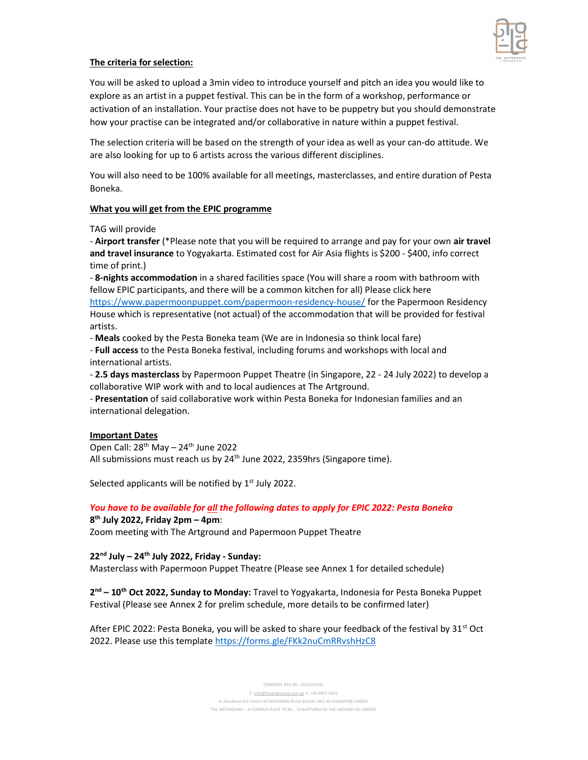**The criteria for selection:**

You will be asked to upload a 3min video to introduce yourself and pitch an idea you would like to explore as an artist in a puppet festival. This can be in the form of a workshop, performance or activation of an installation. Your practise does not have to be puppetry but you should demonstrate how your practise can be integrated and/or collaborative in nature within a puppet festival.

The selection criteria will be based on the strength of your idea as well as your can-do attitude. We are also looking for up to 6 artists across the various different disciplines.

You will also need to be 100% available for all meetings, masterclasses, and entire duration of Pesta Boneka.

**What you will get from the EPIC programme**

TAG will provide

- **Airport transfer** (*Please note that you will be required to arrange and pay for your own **air travel and travel insurance** to Yogyakarta. Estimated cost for Air Asia flights is $200 - $400, info correct time of print.)
- **8-nights accommodation** in a shared facilities space (You will share a room with bathroom with fellow EPIC participants, and there will be a common kitchen for all) Please click here https://www.papermoonpuppet.com/papermoon-residency-house/ for the Papermoon Residency House which is representative (not actual) of the accommodation that will be provided for festival artists.
- **Meals** cooked by the Pesta Boneka team (We are in Indonesia so think local fare)
- **Full access** to the Pesta Boneka festival, including forums and workshops with local and international artists.
- **2.5 days masterclass** by Papermoon Puppet Theatre (in Singapore, 22 - 24 July 2022) to develop a collaborative WIP work with and to local audiences at The Artground.
- **Presentation** of said collaborative work within Pesta Boneka for Indonesian families and an international delegation.

**Important Dates**

Open Call: 28th May – 24th June 2022
All submissions must reach us by 24th June 2022, 2359hrs (Singapore time).

Selected applicants will be notified by 1st July 2022.

***You have to be available for all the following dates to apply for EPIC 2022: Pesta Boneka***

**8th July 2022, Friday 2pm – 4pm**:
Zoom meeting with The Artground and Papermoon Puppet Theatre

**22nd July – 24th July 2022, Friday - Sunday:**
Masterclass with Papermoon Puppet Theatre (Please see Annex 1 for detailed schedule)

**2nd – 10th Oct 2022, Sunday to Monday:** Travel to Yogyakarta, Indonesia for Pesta Boneka Puppet Festival (Please see Annex 2 for prelim schedule, more details to be confirmed later)

After EPIC 2022: Pesta Boneka, you will be asked to share your feedback of the festival by 31st Oct 2022. Please use this template https://forms.gle/FKk2nuCmRRvshHzC8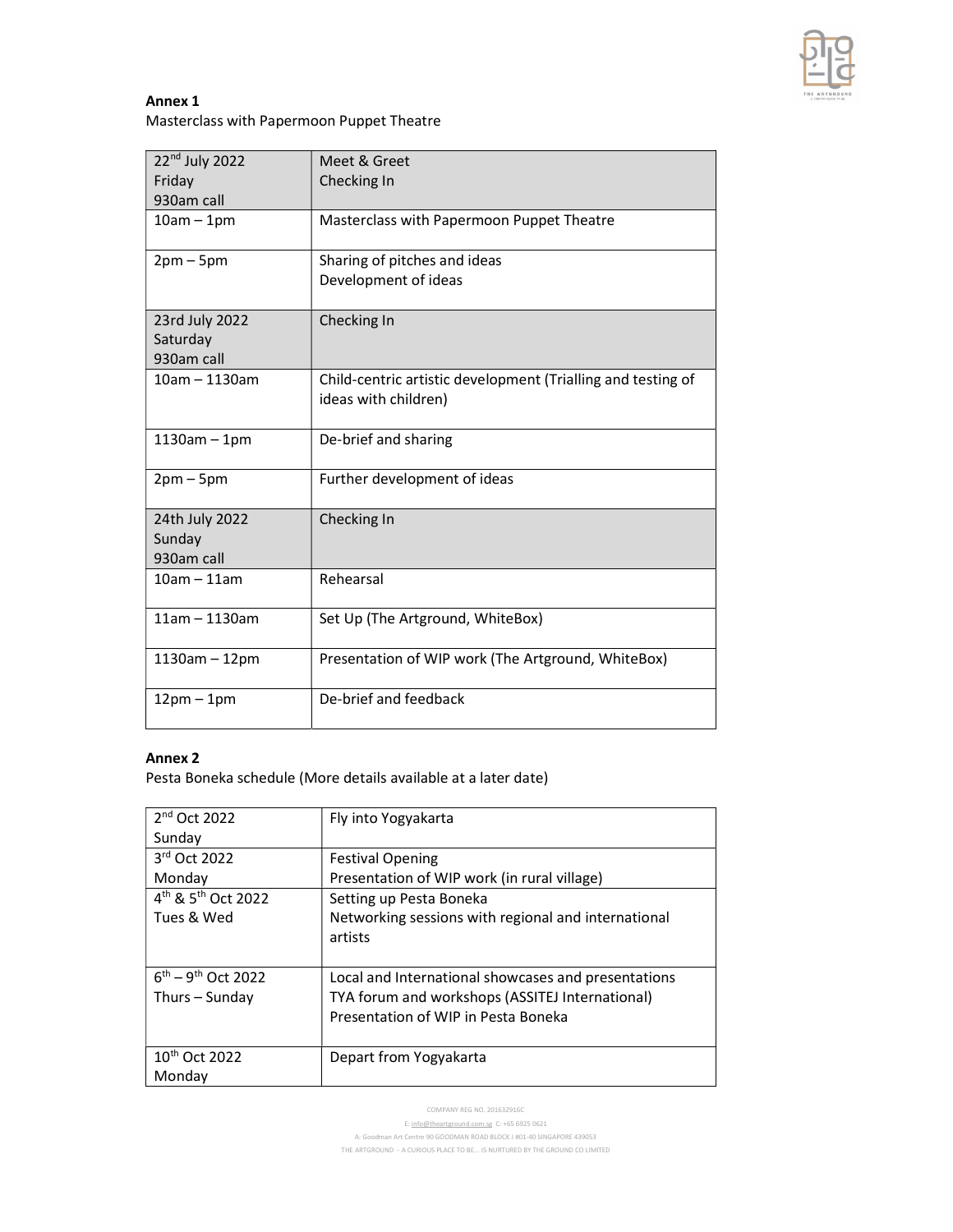**Annex 1**

Masterclass with Papermoon Puppet Theatre

| | |
|---|---|
| 22nd July 2022<br>Friday<br>930am call | Meet & Greet<br>Checking In |
| 10am – 1pm | Masterclass with Papermoon Puppet Theatre |
| 2pm – 5pm | Sharing of pitches and ideas<br>Development of ideas |
| 23rd July 2022<br>Saturday<br>930am call | Checking In |
| 10am – 1130am | Child-centric artistic development (Trialling and testing of ideas with children) |
| 1130am – 1pm | De-brief and sharing |
| 2pm – 5pm | Further development of ideas |
| 24th July 2022<br>Sunday<br>930am call | Checking In |
| 10am – 11am | Rehearsal |
| 11am – 1130am | Set Up (The Artground, WhiteBox) |
| 1130am – 12pm | Presentation of WIP work (The Artground, WhiteBox) |
| 12pm – 1pm | De-brief and feedback |

**Annex 2**

Pesta Boneka schedule (More details available at a later date)

| | |
|---|---|
| 2nd Oct 2022<br>Sunday | Fly into Yogyakarta |
| 3rd Oct 2022<br>Monday | Festival Opening<br>Presentation of WIP work (in rural village) |
| 4th & 5th Oct 2022<br>Tues & Wed | Setting up Pesta Boneka<br>Networking sessions with regional and international artists |
| 6th – 9th Oct 2022<br>Thurs – Sunday | Local and International showcases and presentations<br>TYA forum and workshops (ASSITEJ International)<br>Presentation of WIP in Pesta Boneka |
| 10th Oct 2022<br>Monday | Depart from Yogyakarta |